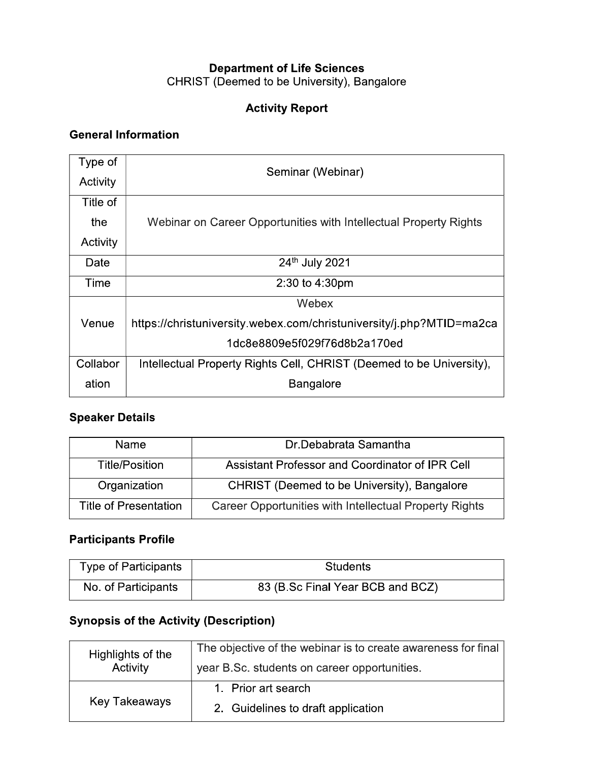**Department of Life Sciences**

CHRIST (Deemed to be University), Bangalore

**Activity Report**

### General Information

| Type of Activity | Seminar (Webinar) |
|---|---|
| Title of the Activity | Webinar on Career Opportunities with Intellectual Property Rights |
| Date | 24th July 2021 |
| Time | 2:30 to 4:30pm |
| Venue | Webex https://christuniversity.webex.com/christuniversity/j.php?MTID=ma2ca1dc8e8809e5f029f76d8b2a170ed |
| Collaboration | Intellectual Property Rights Cell, CHRIST (Deemed to be University), Bangalore |

### Speaker Details

| Name | Dr.Debabrata Samantha |
|---|---|
| Title/Position | Assistant Professor and Coordinator of IPR Cell |
| Organization | CHRIST (Deemed to be University), Bangalore |
| Title of Presentation | Career Opportunities with Intellectual Property Rights |

### Participants Profile

| Type of Participants | Students |
|---|---|
| No. of Participants | 83 (B.Sc Final Year BCB and BCZ) |

### Synopsis of the Activity (Description)

| Highlights of the Activity | The objective of the webinar is to create awareness for final year B.Sc. students on career opportunities. |
|---|---|
| Key Takeaways | 1. Prior art search<br>2. Guidelines to draft application |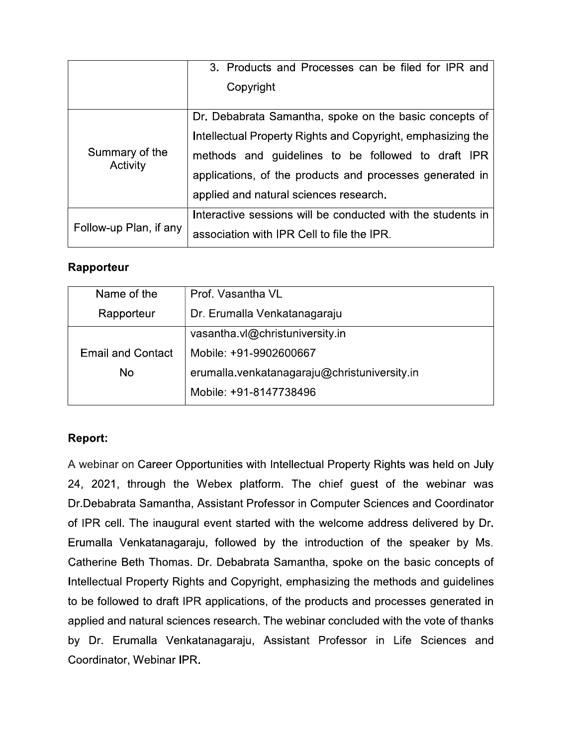| | |
|---|---|
| | 3. Products and Processes can be filed for IPR and Copyright |
| Summary of the Activity | Dr. Debabrata Samantha, spoke on the basic concepts of Intellectual Property Rights and Copyright, emphasizing the methods and guidelines to be followed to draft IPR applications, of the products and processes generated in applied and natural sciences research. |
| Follow-up Plan, if any | Interactive sessions will be conducted with the students in association with IPR Cell to file the IPR. |

**Rapporteur**

| | |
|---|---|
| Name of the Rapporteur | Prof. Vasantha VL<br>Dr. Erumalla Venkatanagaraju |
| Email and Contact No | vasantha.vl@christuniversity.in<br>Mobile: +91-9902600667<br>erumalla.venkatanagaraju@christuniversity.in<br>Mobile: +91-8147738496 |

**Report:**

A webinar on Career Opportunities with Intellectual Property Rights was held on July 24, 2021, through the Webex platform. The chief guest of the webinar was Dr.Debabrata Samantha, Assistant Professor in Computer Sciences and Coordinator of IPR cell. The inaugural event started with the welcome address delivered by Dr. Erumalla Venkatanagaraju, followed by the introduction of the speaker by Ms. Catherine Beth Thomas. Dr. Debabrata Samantha, spoke on the basic concepts of Intellectual Property Rights and Copyright, emphasizing the methods and guidelines to be followed to draft IPR applications, of the products and processes generated in applied and natural sciences research. The webinar concluded with the vote of thanks by Dr. Erumalla Venkatanagaraju, Assistant Professor in Life Sciences and Coordinator, Webinar IPR.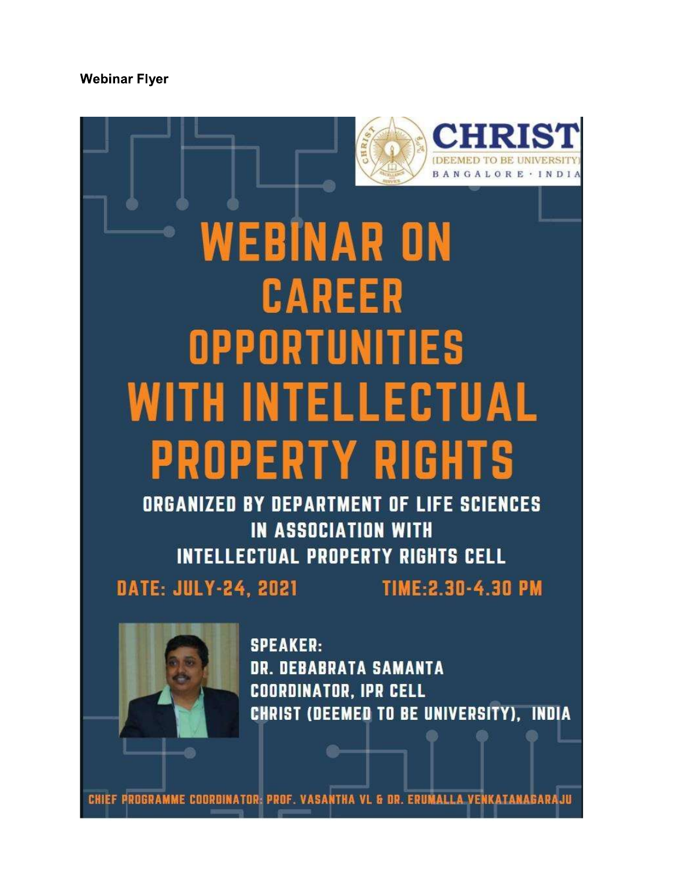**Webinar Flyer**

CHRIST (DEEMED TO BE UNIVERSITY) BANGALORE · INDIA

# WEBINAR ON CAREER OPPORTUNITIES WITH INTELLECTUAL PROPERTY RIGHTS

**ORGANIZED BY DEPARTMENT OF LIFE SCIENCES IN ASSOCIATION WITH INTELLECTUAL PROPERTY RIGHTS CELL**

**DATE: JULY-24, 2021** **TIME:2.30-4.30 PM**

**SPEAKER:**
**DR. DEBABRATA SAMANTA**
**COORDINATOR, IPR CELL**
**CHRIST (DEEMED TO BE UNIVERSITY), INDIA**

**CHIEF PROGRAMME COORDINATOR: PROF. VASANTHA VL & DR. ERUMALLA VENKATANAGARAJU**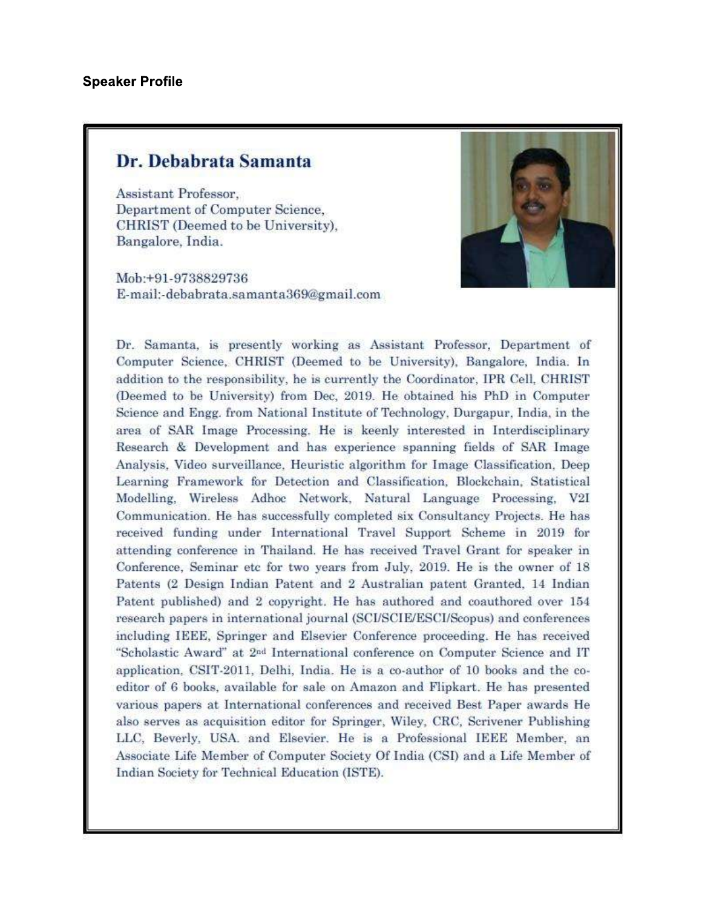**Speaker Profile**

## Dr. Debabrata Samanta

Assistant Professor,
Department of Computer Science,
CHRIST (Deemed to be University),
Bangalore, India.

Mob:+91-9738829736
E-mail:-debabrata.samanta369@gmail.com

Dr. Samanta, is presently working as Assistant Professor, Department of Computer Science, CHRIST (Deemed to be University), Bangalore, India. In addition to the responsibility, he is currently the Coordinator, IPR Cell, CHRIST (Deemed to be University) from Dec, 2019. He obtained his PhD in Computer Science and Engg. from National Institute of Technology, Durgapur, India, in the area of SAR Image Processing. He is keenly interested in Interdisciplinary Research & Development and has experience spanning fields of SAR Image Analysis, Video surveillance, Heuristic algorithm for Image Classification, Deep Learning Framework for Detection and Classification, Blockchain, Statistical Modelling, Wireless Adhoc Network, Natural Language Processing, V2I Communication. He has successfully completed six Consultancy Projects. He has received funding under International Travel Support Scheme in 2019 for attending conference in Thailand. He has received Travel Grant for speaker in Conference, Seminar etc for two years from July, 2019. He is the owner of 18 Patents (2 Design Indian Patent and 2 Australian patent Granted, 14 Indian Patent published) and 2 copyright. He has authored and coauthored over 154 research papers in international journal (SCI/SCIE/ESCI/Scopus) and conferences including IEEE, Springer and Elsevier Conference proceeding. He has received "Scholastic Award" at 2nd International conference on Computer Science and IT application, CSIT-2011, Delhi, India. He is a co-author of 10 books and the co-editor of 6 books, available for sale on Amazon and Flipkart. He has presented various papers at International conferences and received Best Paper awards He also serves as acquisition editor for Springer, Wiley, CRC, Scrivener Publishing LLC, Beverly, USA. and Elsevier. He is a Professional IEEE Member, an Associate Life Member of Computer Society Of India (CSI) and a Life Member of Indian Society for Technical Education (ISTE).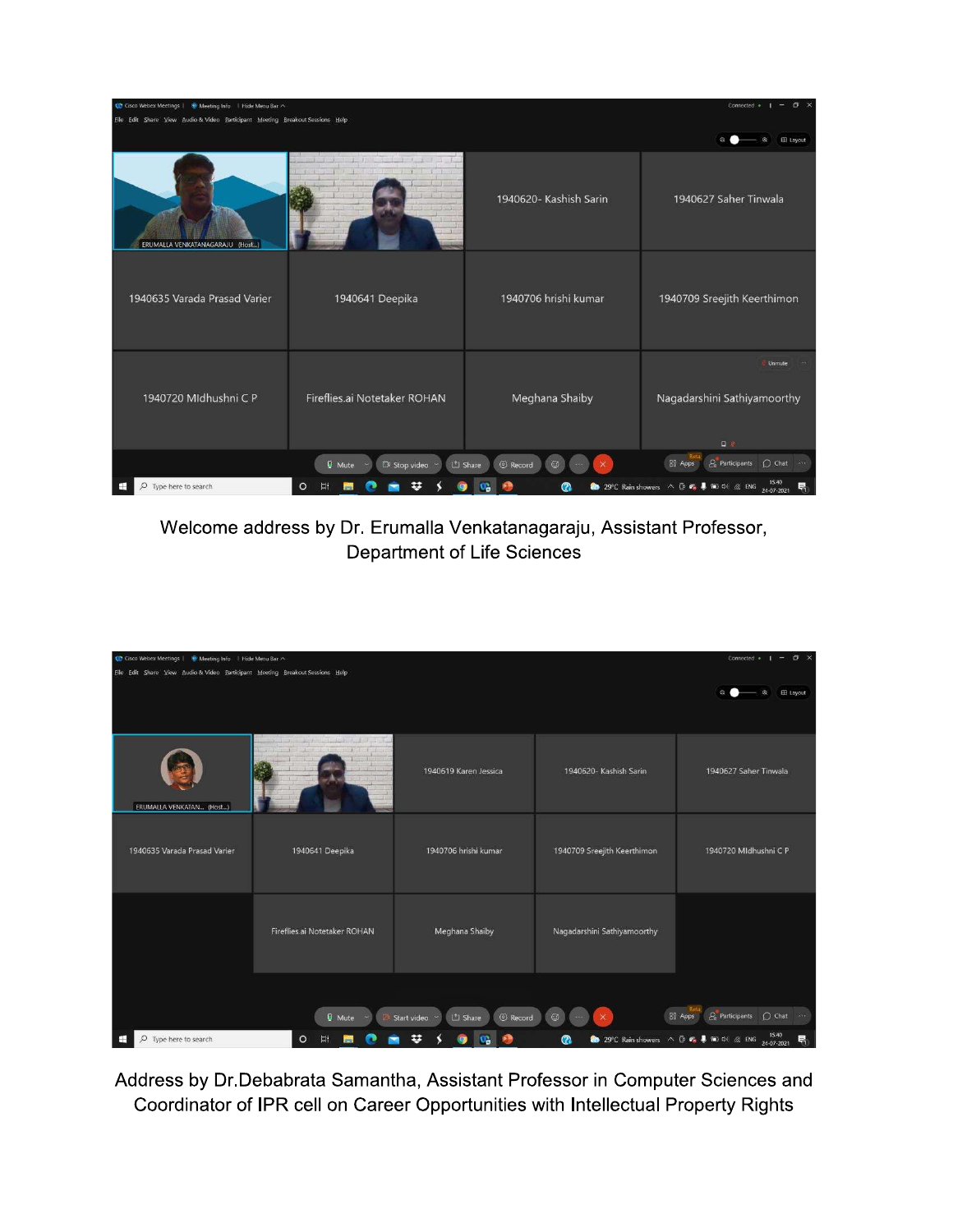Welcome address by Dr. Erumalla Venkatanagaraju, Assistant Professor, Department of Life Sciences

Address by Dr.Debabrata Samantha, Assistant Professor in Computer Sciences and Coordinator of IPR cell on Career Opportunities with Intellectual Property Rights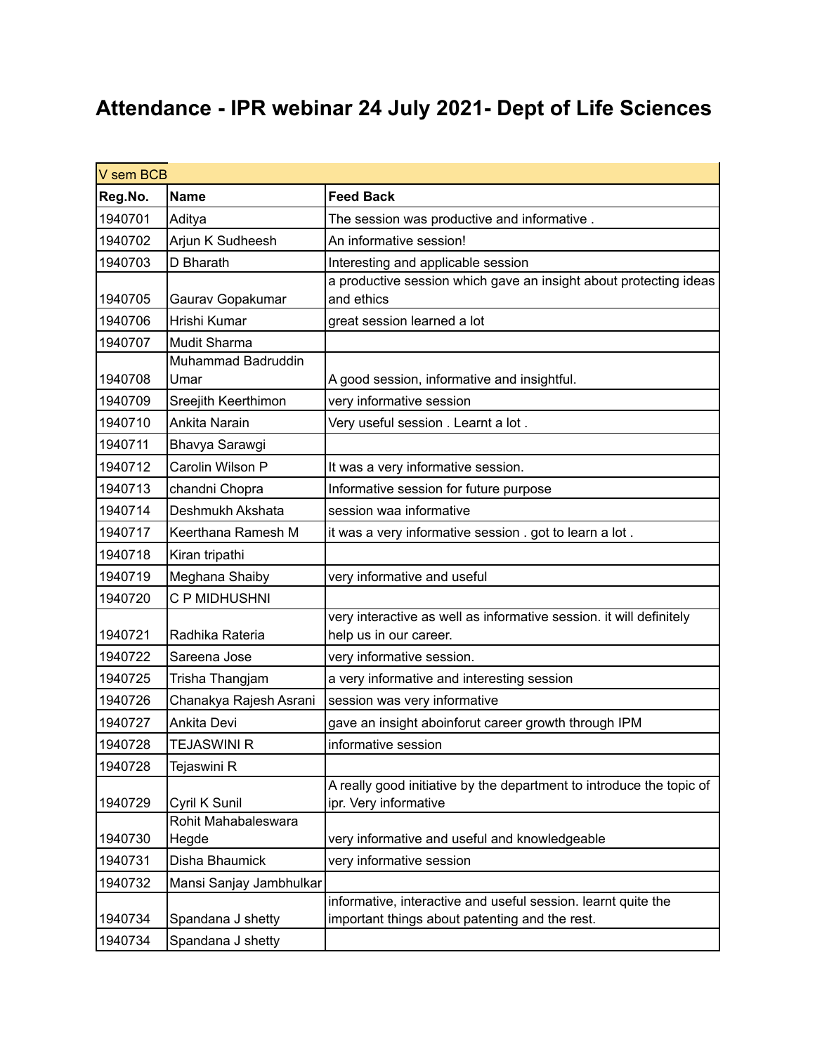# Attendance - IPR webinar 24 July 2021- Dept of Life Sciences

| V sem BCB | | |
|---|---|---|
| **Reg.No.** | **Name** | **Feed Back** |
| 1940701 | Aditya | The session was productive and informative . |
| 1940702 | Arjun K Sudheesh | An informative session! |
| 1940703 | D Bharath | Interesting and applicable session |
| 1940705 | Gaurav Gopakumar | a productive session which gave an insight about protecting ideas and ethics |
| 1940706 | Hrishi Kumar | great session learned a lot |
| 1940707 | Mudit Sharma | |
| 1940708 | Muhammad Badruddin Umar | A good session, informative and insightful. |
| 1940709 | Sreejith Keerthimon | very informative session |
| 1940710 | Ankita Narain | Very useful session . Learnt a lot . |
| 1940711 | Bhavya Sarawgi | |
| 1940712 | Carolin Wilson P | It was a very informative session. |
| 1940713 | chandni Chopra | Informative session for future purpose |
| 1940714 | Deshmukh Akshata | session waa informative |
| 1940717 | Keerthana Ramesh M | it was a very informative session . got to learn a lot . |
| 1940718 | Kiran tripathi | |
| 1940719 | Meghana Shaiby | very informative and useful |
| 1940720 | C P MIDHUSHNI | |
| 1940721 | Radhika Rateria | very interactive as well as informative session. it will definitely help us in our career. |
| 1940722 | Sareena Jose | very informative session. |
| 1940725 | Trisha Thangjam | a very informative and interesting session |
| 1940726 | Chanakya Rajesh Asrani | session was very informative |
| 1940727 | Ankita Devi | gave an insight aboinforut career growth through IPM |
| 1940728 | TEJASWINI R | informative session |
| 1940728 | Tejaswini R | |
| 1940729 | Cyril K Sunil | A really good initiative by the department to introduce the topic of ipr. Very informative |
| 1940730 | Rohit Mahabaleswara Hegde | very informative and useful and knowledgeable |
| 1940731 | Disha Bhaumick | very informative session |
| 1940732 | Mansi Sanjay Jambhulkar | |
| 1940734 | Spandana J shetty | informative, interactive and useful session. learnt quite the important things about patenting and the rest. |
| 1940734 | Spandana J shetty | |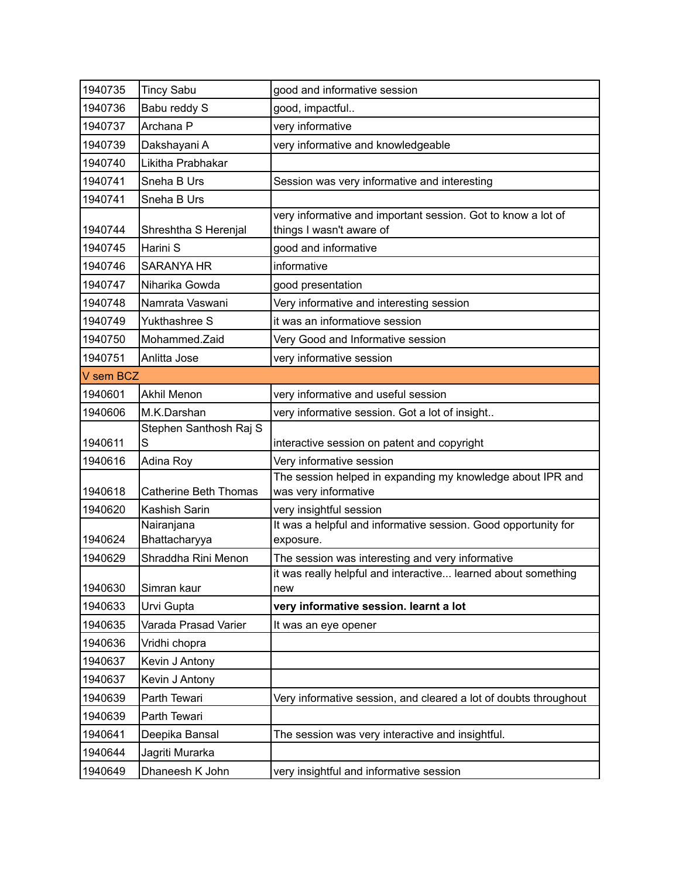| | | |
|---|---|---|
| 1940735 | Tincy Sabu | good and informative session |
| 1940736 | Babu reddy S | good, impactful.. |
| 1940737 | Archana P | very informative |
| 1940739 | Dakshayani A | very informative and knowledgeable |
| 1940740 | Likitha Prabhakar | |
| 1940741 | Sneha B Urs | Session was very informative and interesting |
| 1940741 | Sneha B Urs | |
| 1940744 | Shreshtha S Herenjal | very informative and important session. Got to know a lot of things I wasn't aware of |
| 1940745 | Harini S | good and informative |
| 1940746 | SARANYA HR | informative |
| 1940747 | Niharika Gowda | good presentation |
| 1940748 | Namrata Vaswani | Very informative and interesting session |
| 1940749 | Yukthashree S | it was an informatiove session |
| 1940750 | Mohammed.Zaid | Very Good and Informative session |
| 1940751 | Anlitta Jose | very informative session |
| V sem BCZ | | |
| 1940601 | Akhil Menon | very informative and useful session |
| 1940606 | M.K.Darshan | very informative session. Got a lot of insight.. |
| 1940611 | Stephen Santhosh Raj S S | interactive session on patent and copyright |
| 1940616 | Adina Roy | Very informative session |
| 1940618 | Catherine Beth Thomas | The session helped in expanding my knowledge about IPR and was very informative |
| 1940620 | Kashish Sarin | very insightful session |
| 1940624 | Nairanjana Bhattacharyya | It was a helpful and informative session. Good opportunity for exposure. |
| 1940629 | Shraddha Rini Menon | The session was interesting and very informative |
| 1940630 | Simran kaur | it was really helpful and interactive... learned about something new |
| 1940633 | Urvi Gupta | **very informative session. learnt a lot** |
| 1940635 | Varada Prasad Varier | It was an eye opener |
| 1940636 | Vridhi chopra | |
| 1940637 | Kevin J Antony | |
| 1940637 | Kevin J Antony | |
| 1940639 | Parth Tewari | Very informative session, and cleared a lot of doubts throughout |
| 1940639 | Parth Tewari | |
| 1940641 | Deepika Bansal | The session was very interactive and insightful. |
| 1940644 | Jagriti Murarka | |
| 1940649 | Dhaneesh K John | very insightful and informative session |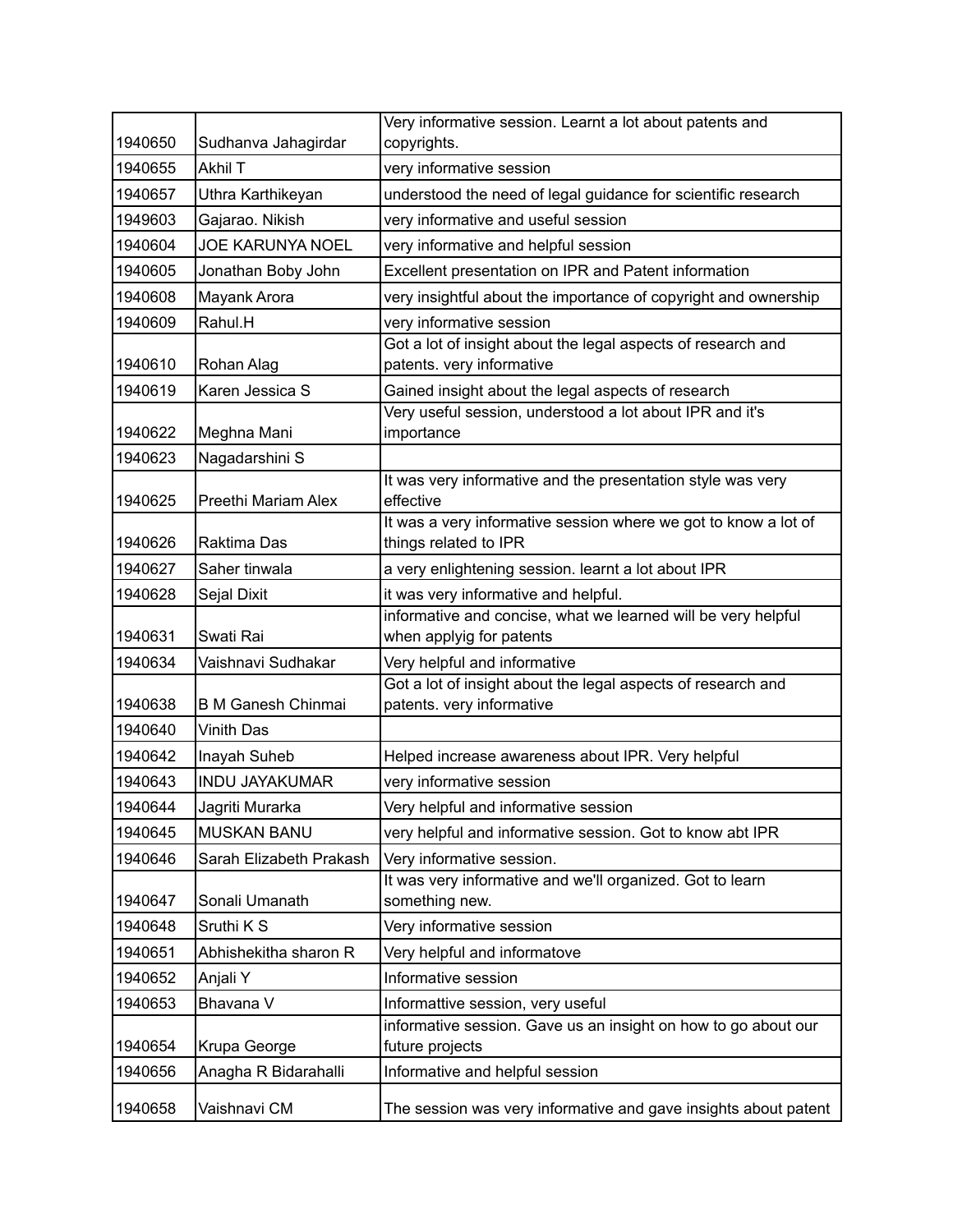| | | |
|---|---|---|
| 1940650 | Sudhanva Jahagirdar | Very informative session. Learnt a lot about patents and copyrights. |
| 1940655 | Akhil T | very informative session |
| 1940657 | Uthra Karthikeyan | understood the need of legal guidance for scientific research |
| 1949603 | Gajarao. Nikish | very informative and useful session |
| 1940604 | JOE KARUNYA NOEL | very informative and helpful session |
| 1940605 | Jonathan Boby John | Excellent presentation on IPR and Patent information |
| 1940608 | Mayank Arora | very insightful about the importance of copyright and ownership |
| 1940609 | Rahul.H | very informative session |
| 1940610 | Rohan Alag | Got a lot of insight about the legal aspects of research and patents. very informative |
| 1940619 | Karen Jessica S | Gained insight about the legal aspects of research |
| 1940622 | Meghna Mani | Very useful session, understood a lot about IPR and it's importance |
| 1940623 | Nagadarshini S | |
| 1940625 | Preethi Mariam Alex | It was very informative and the presentation style was very effective |
| 1940626 | Raktima Das | It was a very informative session where we got to know a lot of things related to IPR |
| 1940627 | Saher tinwala | a very enlightening session. learnt a lot about IPR |
| 1940628 | Sejal Dixit | it was very informative and helpful. |
| 1940631 | Swati Rai | informative and concise, what we learned will be very helpful when applyig for patents |
| 1940634 | Vaishnavi Sudhakar | Very helpful and informative |
| 1940638 | B M Ganesh Chinmai | Got a lot of insight about the legal aspects of research and patents. very informative |
| 1940640 | Vinith Das | |
| 1940642 | Inayah Suheb | Helped increase awareness about IPR. Very helpful |
| 1940643 | INDU JAYAKUMAR | very informative session |
| 1940644 | Jagriti Murarka | Very helpful and informative session |
| 1940645 | MUSKAN BANU | very helpful and informative session. Got to know abt IPR |
| 1940646 | Sarah Elizabeth Prakash | Very informative session. |
| 1940647 | Sonali Umanath | It was very informative and we'll organized. Got to learn something new. |
| 1940648 | Sruthi K S | Very informative session |
| 1940651 | Abhishekitha sharon R | Very helpful and informatove |
| 1940652 | Anjali Y | Informative session |
| 1940653 | Bhavana V | Informattive session, very useful |
| 1940654 | Krupa George | informative session. Gave us an insight on how to go about our future projects |
| 1940656 | Anagha R Bidarahalli | Informative and helpful session |
| 1940658 | Vaishnavi CM | The session was very informative and gave insights about patent |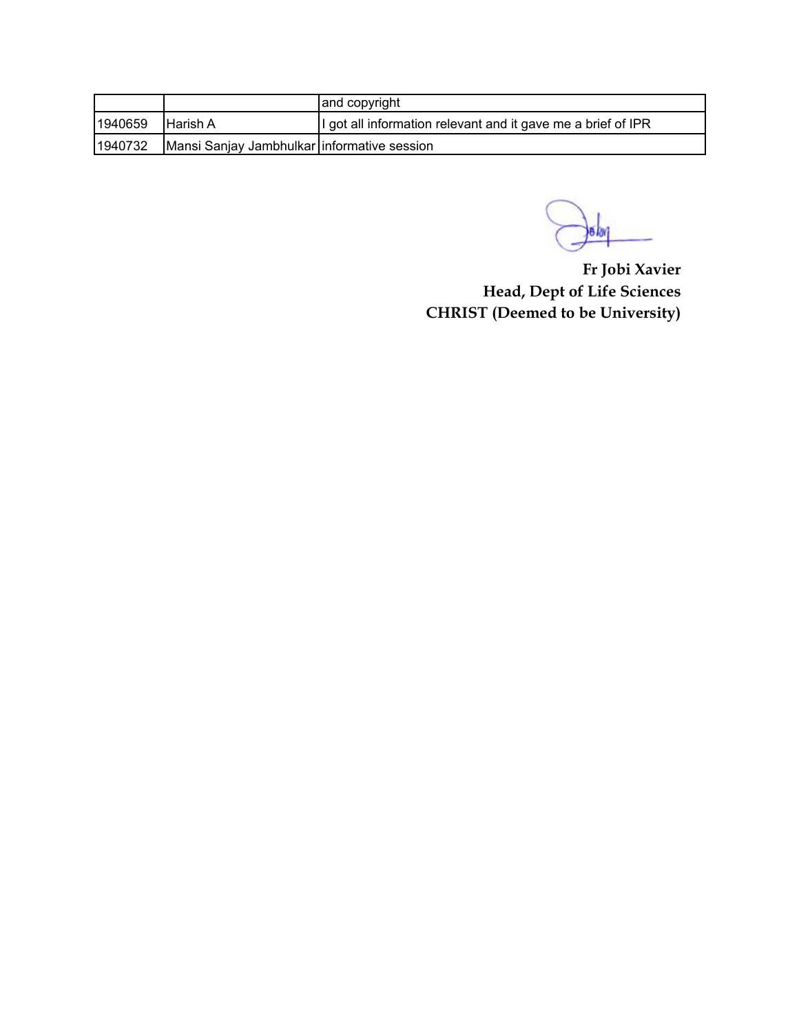| | | |
|---|---|---|
| | | and copyright |
| 1940659 | Harish A | I got all information relevant and it gave me a brief of IPR |
| 1940732 | Mansi Sanjay Jambhulkar | informative session |

**Fr Jobi Xavier**
**Head, Dept of Life Sciences**
**CHRIST (Deemed to be University)**